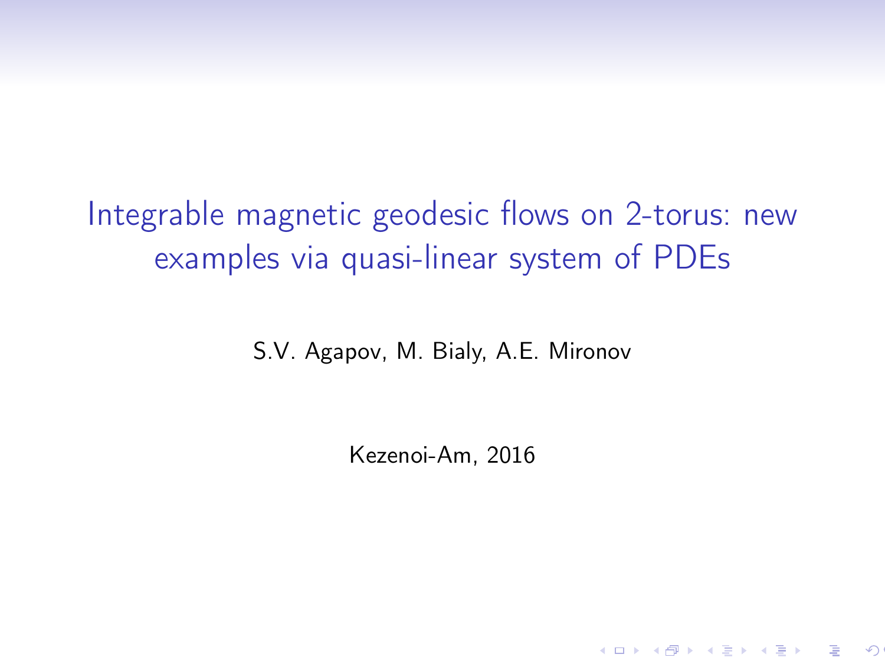# Integrable magnetic geodesic flows on 2-torus: new examples via quasi-linear system of PDEs

S.V. Agapov, M. Bialy, A.E. Mironov

Kezenoi-Am, 2016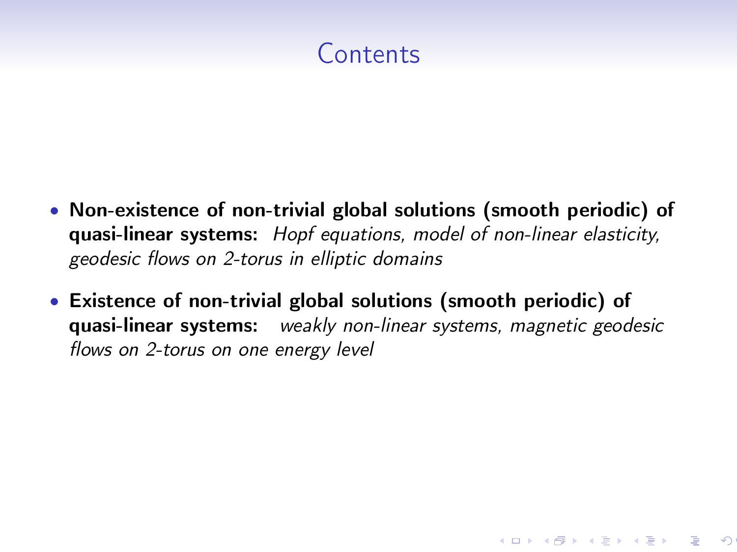# Contents

- **Non-existence of non-trivial global solutions (smooth periodic) of quasi-linear systems:** *Hopf equations, model of non-linear elasticity, geodesic flows on 2-torus in elliptic domains*
- **Existence of non-trivial global solutions (smooth periodic) of quasi-linear systems:** *weakly non-linear systems, magnetic geodesic flows on 2-torus on one energy level*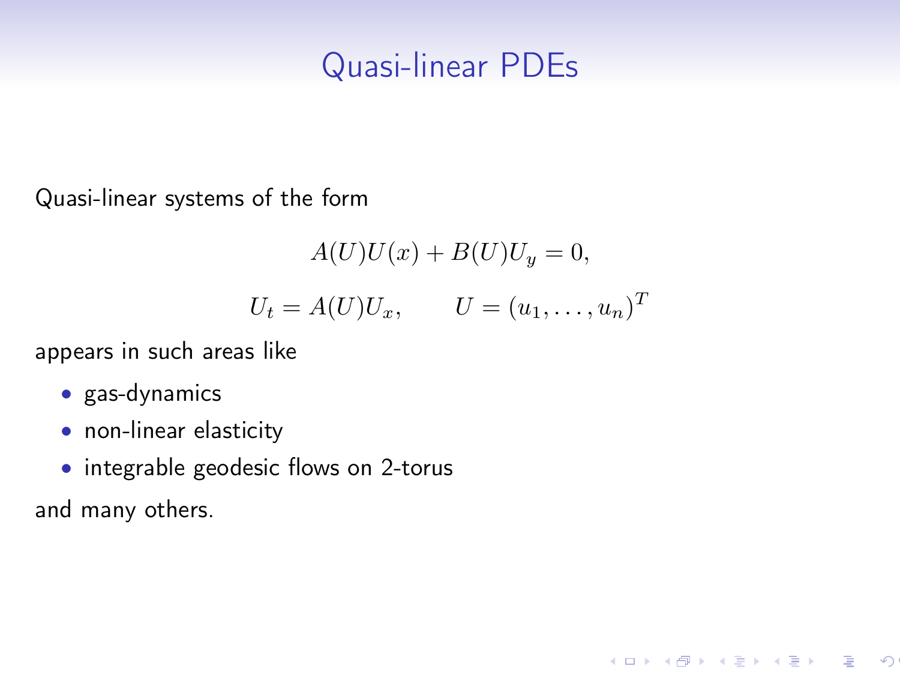# Quasi-linear PDEs

Quasi-linear systems of the form

$$A(U)U(x) + B(U)U_y = 0,$$

$$U_t = A(U)U_x, \qquad U = (u_1, \ldots, u_n)^T$$

appears in such areas like

- gas-dynamics
- non-linear elasticity
- integrable geodesic flows on 2-torus

and many others.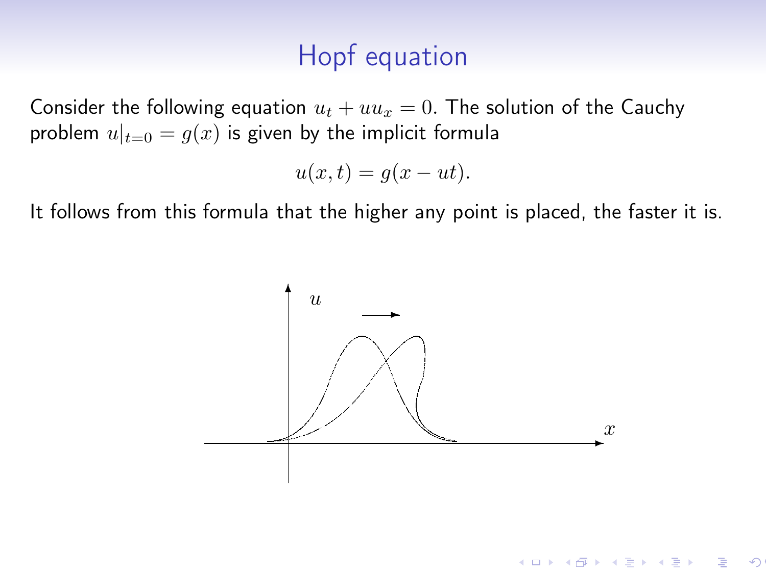# Hopf equation

Consider the following equation $u_t + uu_x = 0$. The solution of the Cauchy problem $u|_{t=0} = g(x)$ is given by the implicit formula

$$u(x,t) = g(x - ut).$$

It follows from this formula that the higher any point is placed, the faster it is.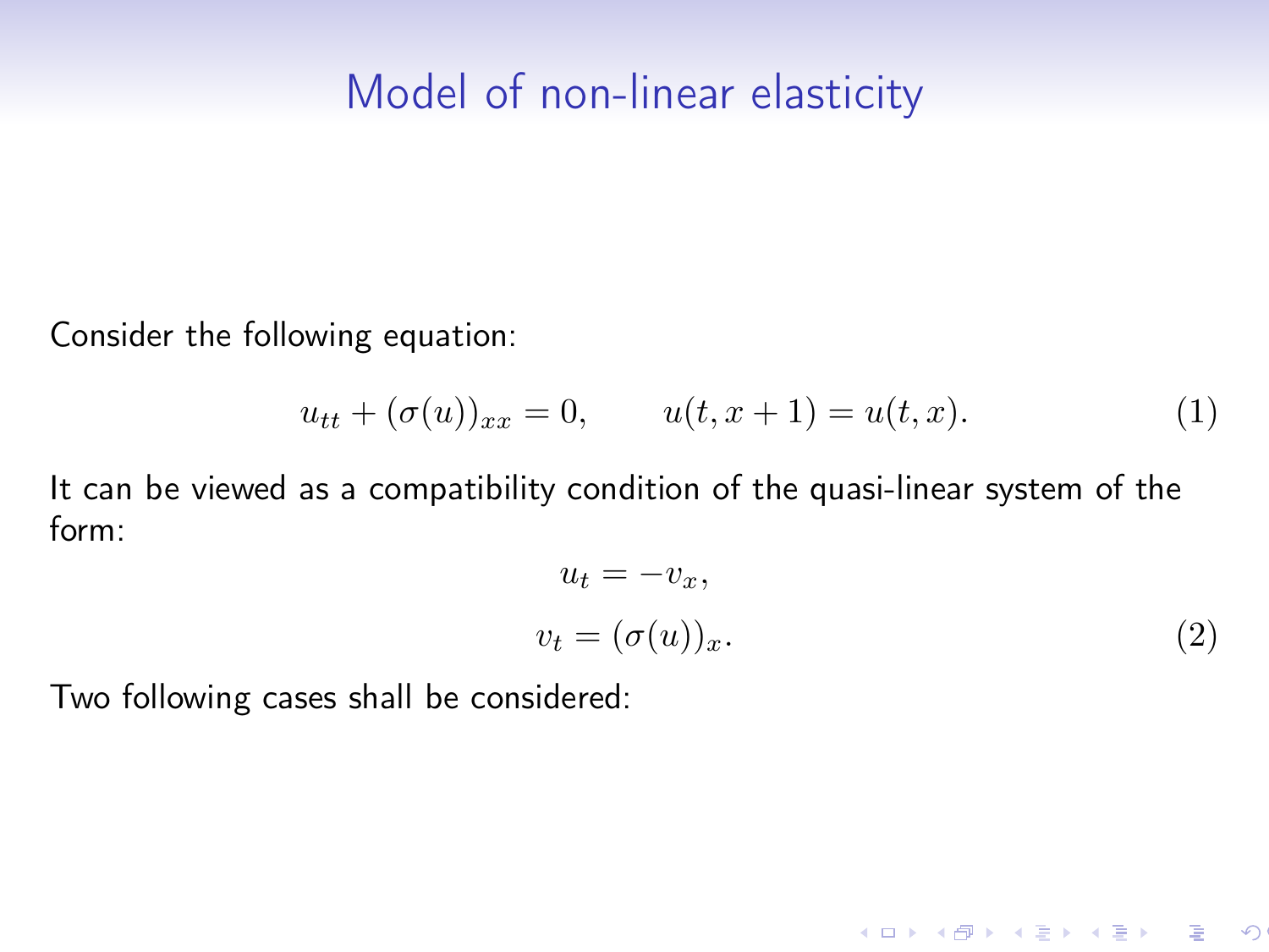# Model of non-linear elasticity

Consider the following equation:

$$u_{tt} + (\sigma(u))_{xx} = 0, \qquad u(t, x+1) = u(t, x). \tag{1}$$

It can be viewed as a compatibility condition of the quasi-linear system of the form:

$$\begin{aligned} u_t &= -v_x, \\ v_t &= (\sigma(u))_x. \end{aligned} \tag{2}$$

Two following cases shall be considered: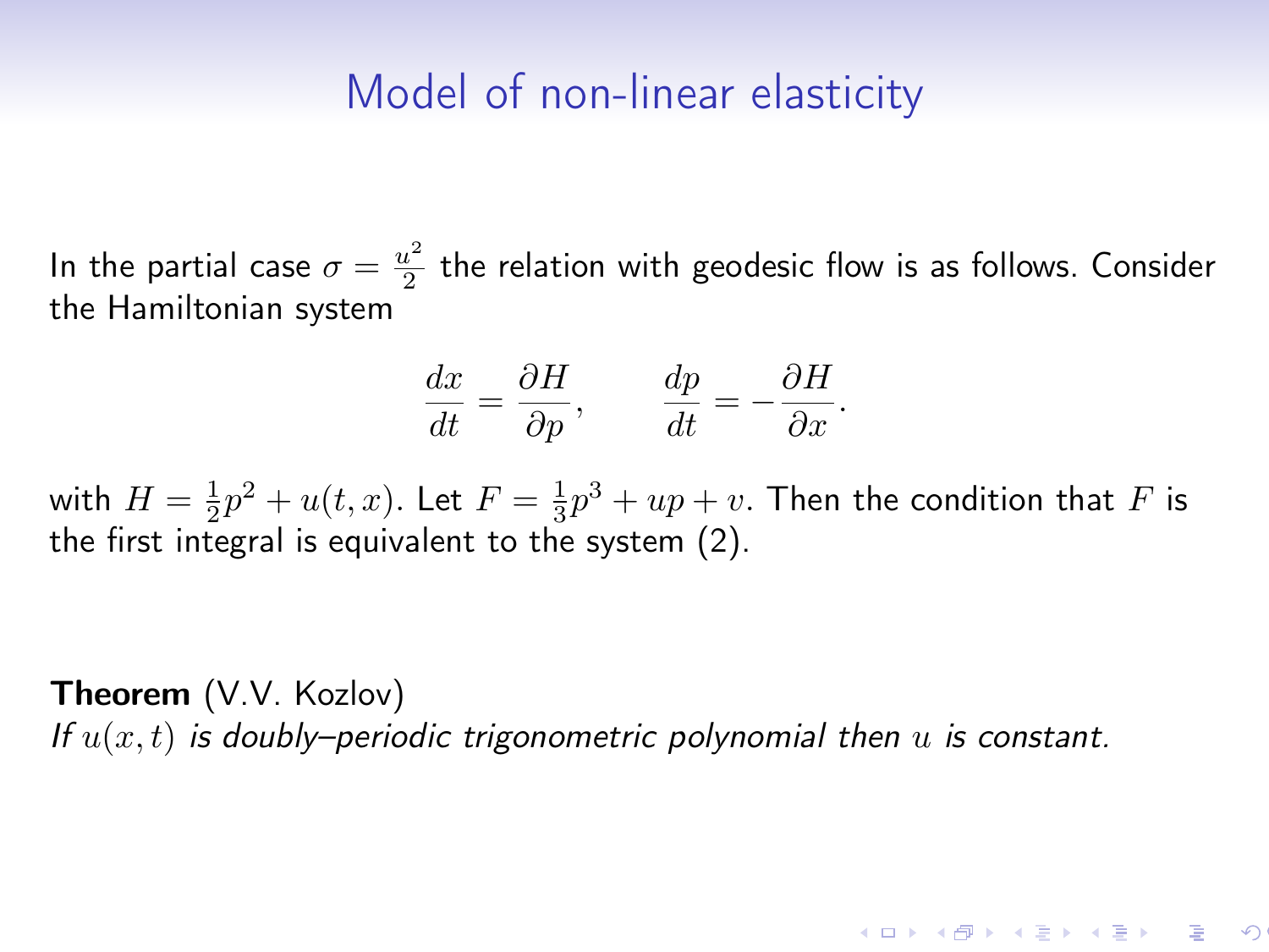# Model of non-linear elasticity

In the partial case $\sigma = \frac{u^2}{2}$ the relation with geodesic flow is as follows. Consider the Hamiltonian system

$$\frac{dx}{dt} = \frac{\partial H}{\partial p}, \qquad \frac{dp}{dt} = -\frac{\partial H}{\partial x}.$$

with $H = \frac{1}{2}p^2 + u(t,x)$. Let $F = \frac{1}{3}p^3 + up + v$. Then the condition that $F$ is the first integral is equivalent to the system (2).

**Theorem** (V.V. Kozlov)
*If $u(x,t)$ is doubly–periodic trigonometric polynomial then $u$ is constant.*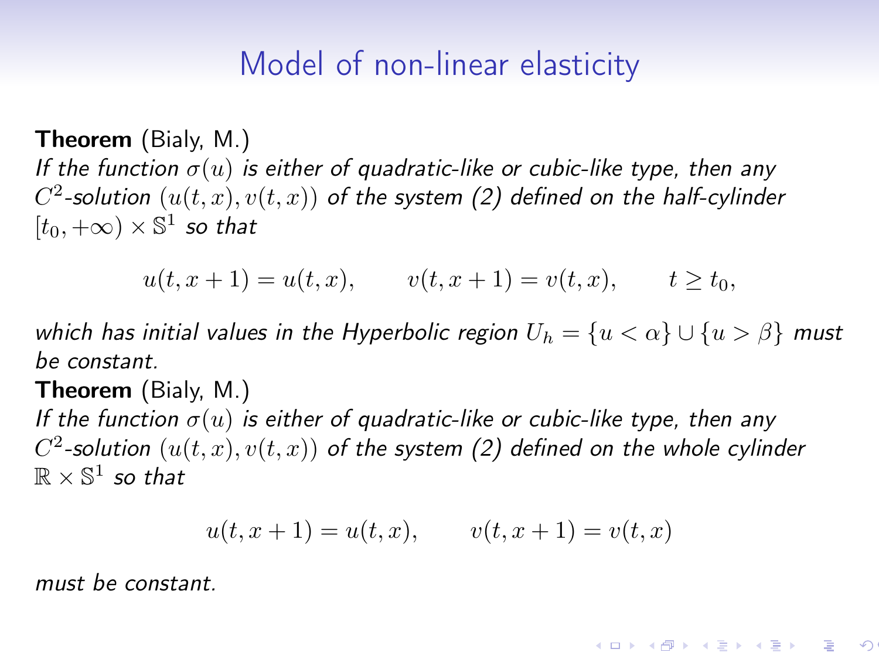# Model of non-linear elasticity

**Theorem** (Bialy, M.)
*If the function $\sigma(u)$ is either of quadratic-like or cubic-like type, then any $C^2$-solution $(u(t,x), v(t,x))$ of the system (2) defined on the half-cylinder $[t_0, +\infty) \times \mathbb{S}^1$ so that*

$$u(t, x+1) = u(t, x), \qquad v(t, x+1) = v(t, x), \qquad t \geq t_0,$$

*which has initial values in the Hyperbolic region $U_h = \{u < \alpha\} \cup \{u > \beta\}$ must be constant.*

**Theorem** (Bialy, M.)
*If the function $\sigma(u)$ is either of quadratic-like or cubic-like type, then any $C^2$-solution $(u(t,x), v(t,x))$ of the system (2) defined on the whole cylinder $\mathbb{R} \times \mathbb{S}^1$ so that*

$$u(t, x+1) = u(t, x), \qquad v(t, x+1) = v(t, x)$$

*must be constant.*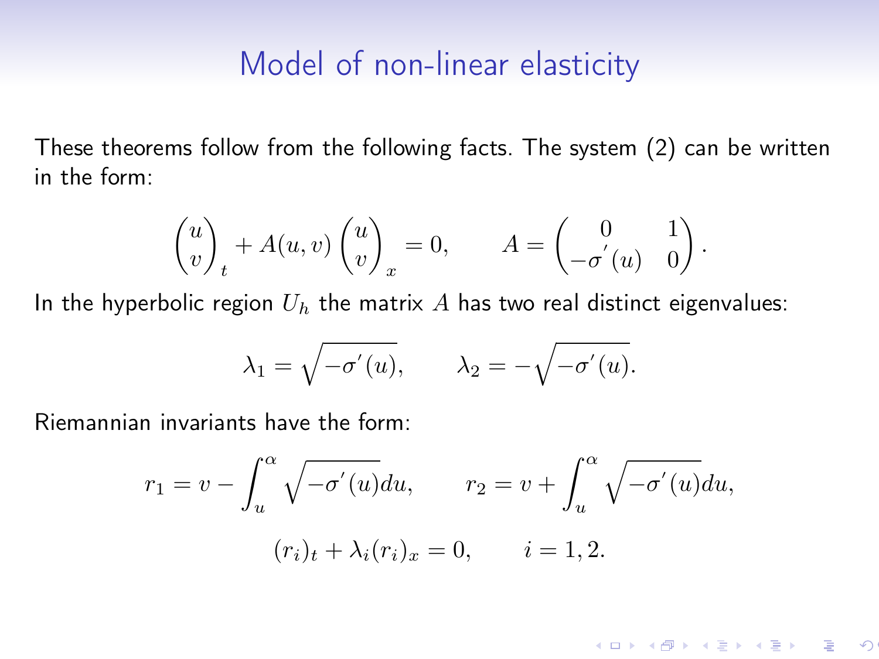# Model of non-linear elasticity

These theorems follow from the following facts. The system (2) can be written in the form:

$$\begin{pmatrix} u \\ v \end{pmatrix}_t + A(u,v)\begin{pmatrix} u \\ v \end{pmatrix}_x = 0, \qquad A = \begin{pmatrix} 0 & 1 \\ -\sigma^{'}(u) & 0 \end{pmatrix}.$$

In the hyperbolic region $U_h$ the matrix $A$ has two real distinct eigenvalues:

$$\lambda_1 = \sqrt{-\sigma'(u)}, \qquad \lambda_2 = -\sqrt{-\sigma'(u)}.$$

Riemannian invariants have the form:

$$r_1 = v - \int_u^{\alpha} \sqrt{-\sigma'(u)}du, \qquad r_2 = v + \int_u^{\alpha} \sqrt{-\sigma'(u)}du,$$

$$(r_i)_t + \lambda_i (r_i)_x = 0, \qquad i = 1, 2.$$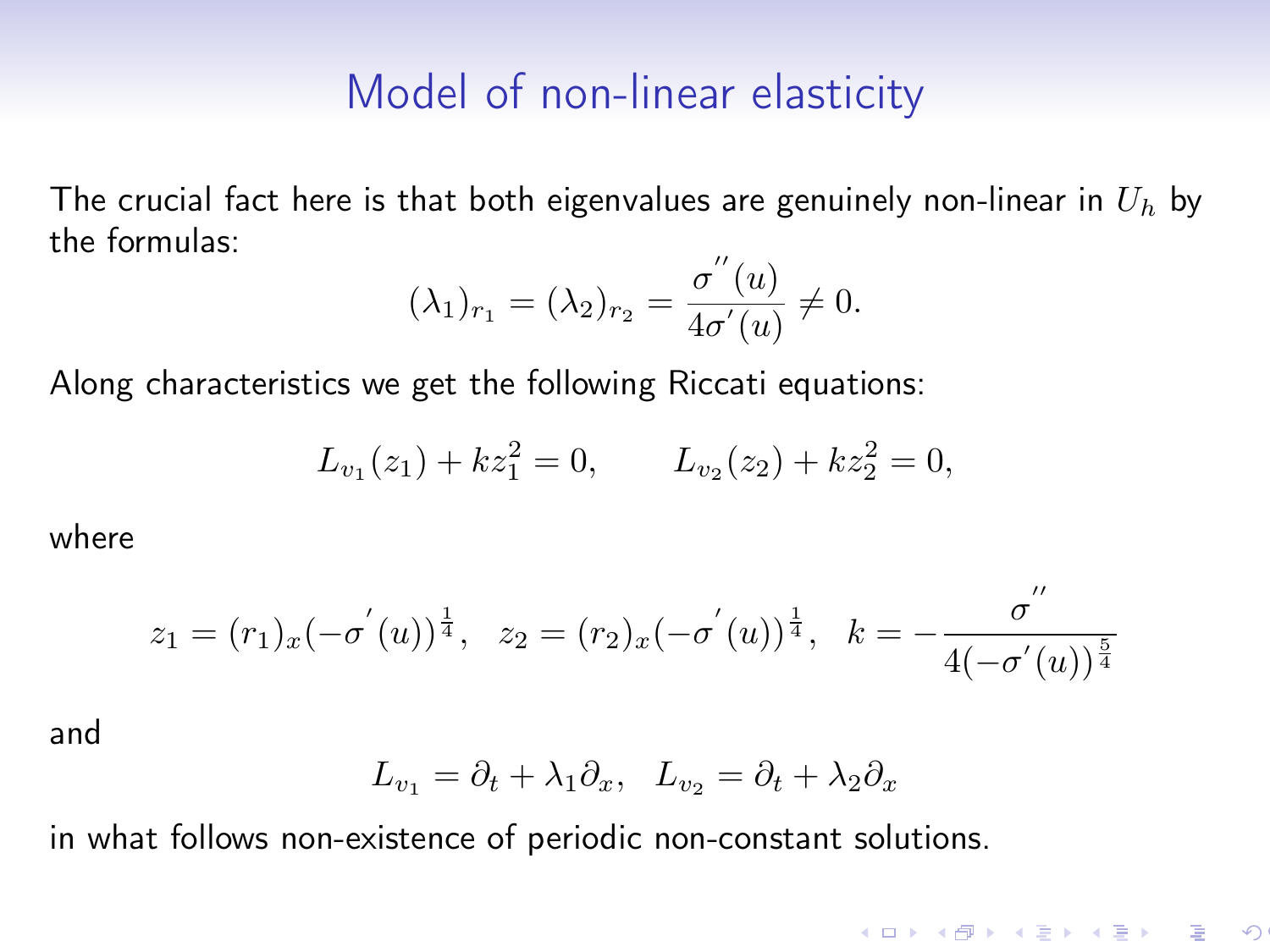# Model of non-linear elasticity

The crucial fact here is that both eigenvalues are genuinely non-linear in $U_h$ by the formulas:

$$(\lambda_1)_{r_1} = (\lambda_2)_{r_2} = \frac{\sigma^{''}(u)}{4\sigma^{'}(u)} \neq 0.$$

Along characteristics we get the following Riccati equations:

$$L_{v_1}(z_1) + kz_1^2 = 0, \qquad L_{v_2}(z_2) + kz_2^2 = 0,$$

where

$$z_1 = (r_1)_x(-\sigma^{'}(u))^{\frac{1}{4}}, \quad z_2 = (r_2)_x(-\sigma^{'}(u))^{\frac{1}{4}}, \quad k = -\frac{\sigma^{''}}{4(-\sigma^{'}(u))^{\frac{5}{4}}}$$

and

$$L_{v_1} = \partial_t + \lambda_1 \partial_x, \quad L_{v_2} = \partial_t + \lambda_2 \partial_x$$

in what follows non-existence of periodic non-constant solutions.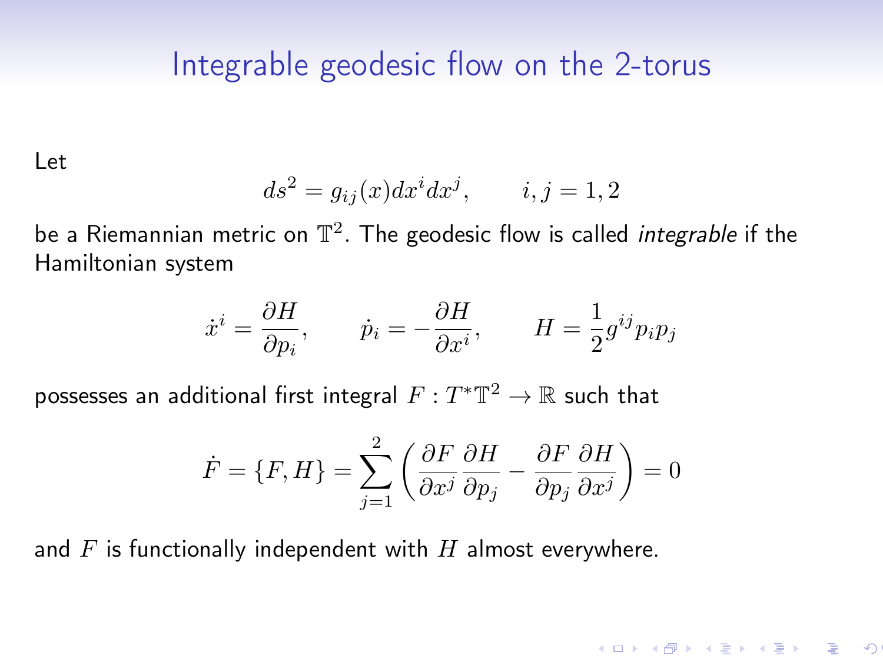# Integrable geodesic flow on the 2-torus

Let

$$ds^2 = g_{ij}(x)dx^i dx^j, \qquad i, j = 1, 2$$

be a Riemannian metric on $\mathbb{T}^2$. The geodesic flow is called *integrable* if the Hamiltonian system

$$\dot{x}^i = \frac{\partial H}{\partial p_i}, \qquad \dot{p}_i = -\frac{\partial H}{\partial x^i}, \qquad H = \frac{1}{2} g^{ij} p_i p_j$$

possesses an additional first integral $F : T^*\mathbb{T}^2 \to \mathbb{R}$ such that

$$\dot{F} = \{F, H\} = \sum_{j=1}^{2} \left( \frac{\partial F}{\partial x^j} \frac{\partial H}{\partial p_j} - \frac{\partial F}{\partial p_j} \frac{\partial H}{\partial x^j} \right) = 0$$

and $F$ is functionally independent with $H$ almost everywhere.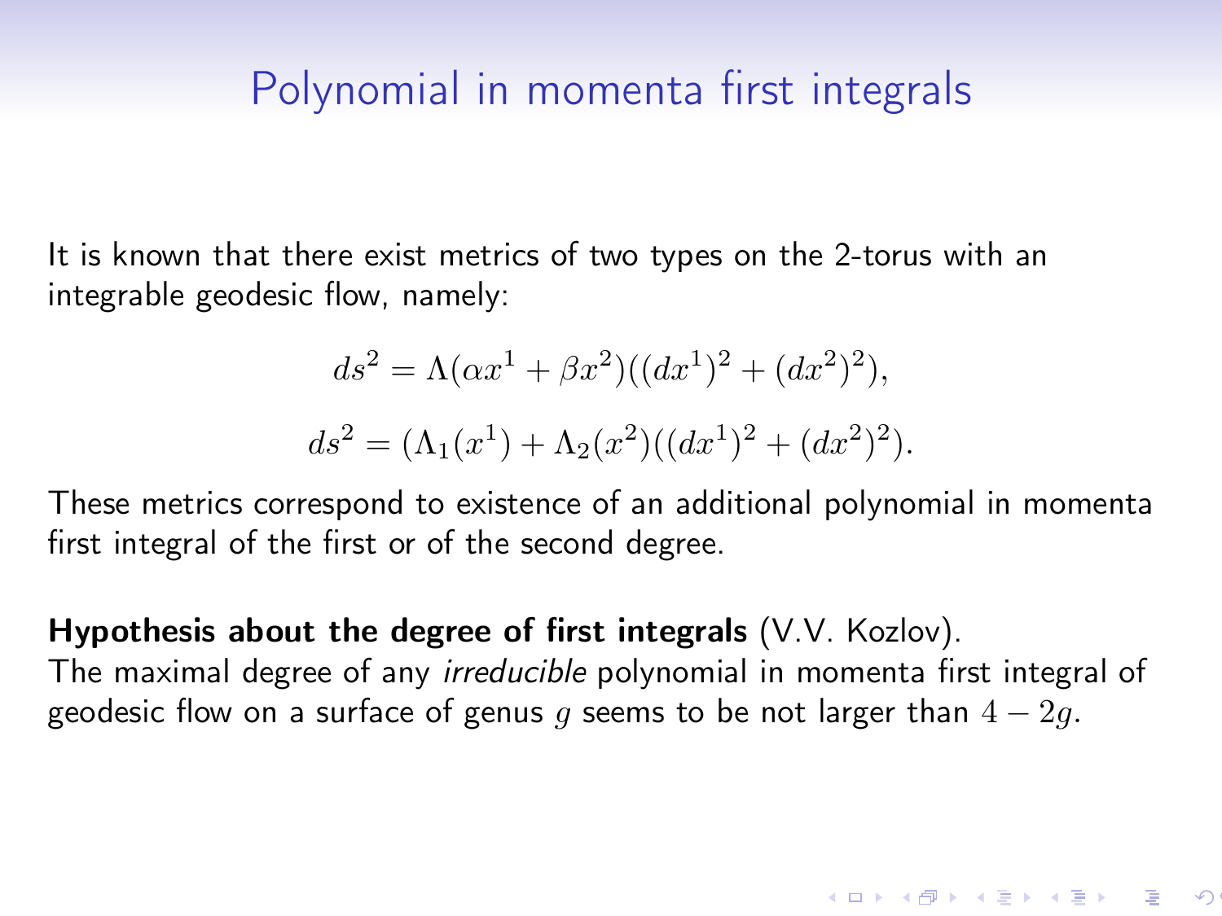# Polynomial in momenta first integrals

It is known that there exist metrics of two types on the 2-torus with an integrable geodesic flow, namely:

$$ds^2 = \Lambda(\alpha x^1 + \beta x^2)((dx^1)^2 + (dx^2)^2),$$

$$ds^2 = (\Lambda_1(x^1) + \Lambda_2(x^2)((dx^1)^2 + (dx^2)^2).$$

These metrics correspond to existence of an additional polynomial in momenta first integral of the first or of the second degree.

**Hypothesis about the degree of first integrals** (V.V. Kozlov).
The maximal degree of any *irreducible* polynomial in momenta first integral of geodesic flow on a surface of genus $g$ seems to be not larger than $4 - 2g$.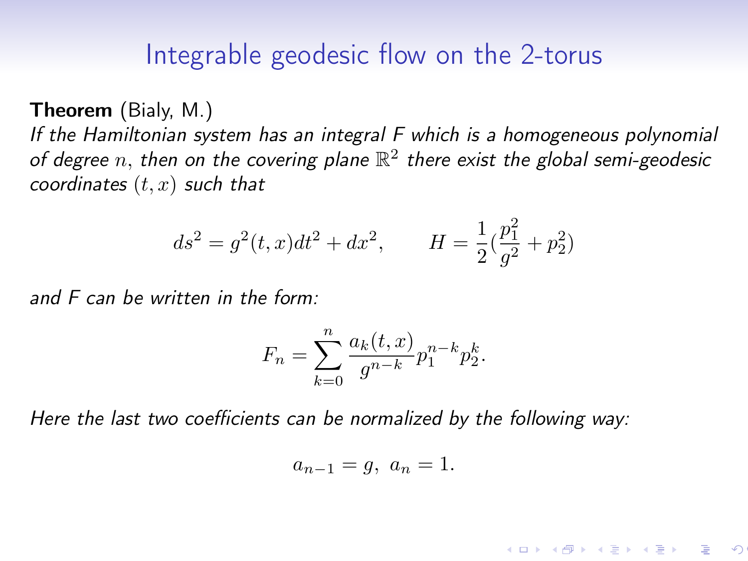# Integrable geodesic flow on the 2-torus

**Theorem** (Bialy, M.)
*If the Hamiltonian system has an integral F which is a homogeneous polynomial of degree $n$, then on the covering plane $\mathbb{R}^2$ there exist the global semi-geodesic coordinates $(t, x)$ such that*

$$ds^2 = g^2(t,x)dt^2 + dx^2, \qquad H = \frac{1}{2}\left(\frac{p_1^2}{g^2} + p_2^2\right)$$

*and F can be written in the form:*

$$F_n = \sum_{k=0}^{n} \frac{a_k(t,x)}{g^{n-k}} p_1^{n-k} p_2^k.$$

*Here the last two coefficients can be normalized by the following way:*

$$a_{n-1} = g, \; a_n = 1.$$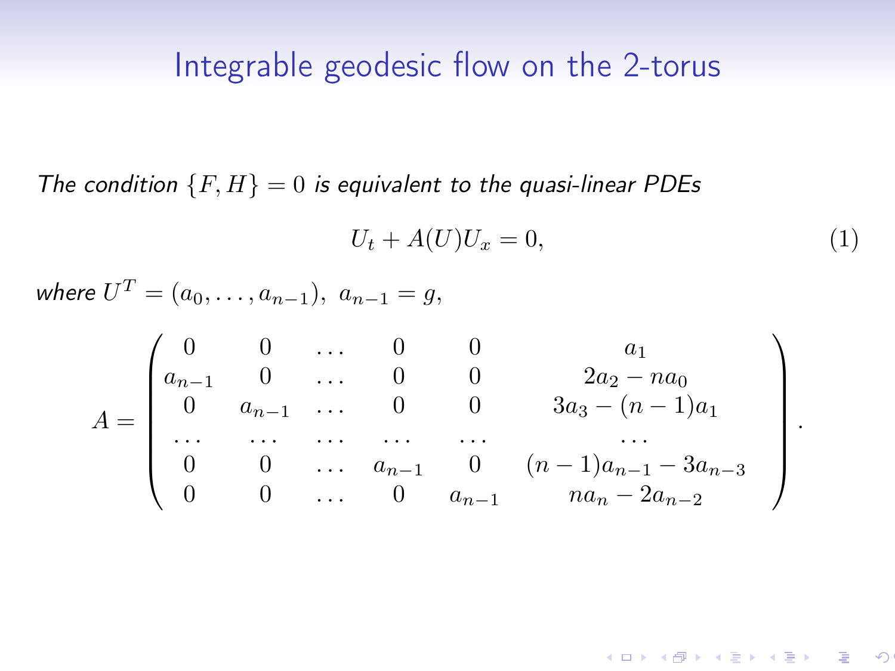# Integrable geodesic flow on the 2-torus

*The condition* $\{F, H\} = 0$ *is equivalent to the quasi-linear PDEs*

$$U_t + A(U)U_x = 0, \tag{1}$$

*where* $U^T = (a_0, \ldots, a_{n-1}),\ a_{n-1} = g,$

$$A = \begin{pmatrix} 0 & 0 & \ldots & 0 & 0 & a_1 \\ a_{n-1} & 0 & \ldots & 0 & 0 & 2a_2 - na_0 \\ 0 & a_{n-1} & \ldots & 0 & 0 & 3a_3 - (n-1)a_1 \\ \ldots & \ldots & \ldots & \ldots & \ldots & \ldots \\ 0 & 0 & \ldots & a_{n-1} & 0 & (n-1)a_{n-1} - 3a_{n-3} \\ 0 & 0 & \ldots & 0 & a_{n-1} & na_n - 2a_{n-2} \end{pmatrix}.$$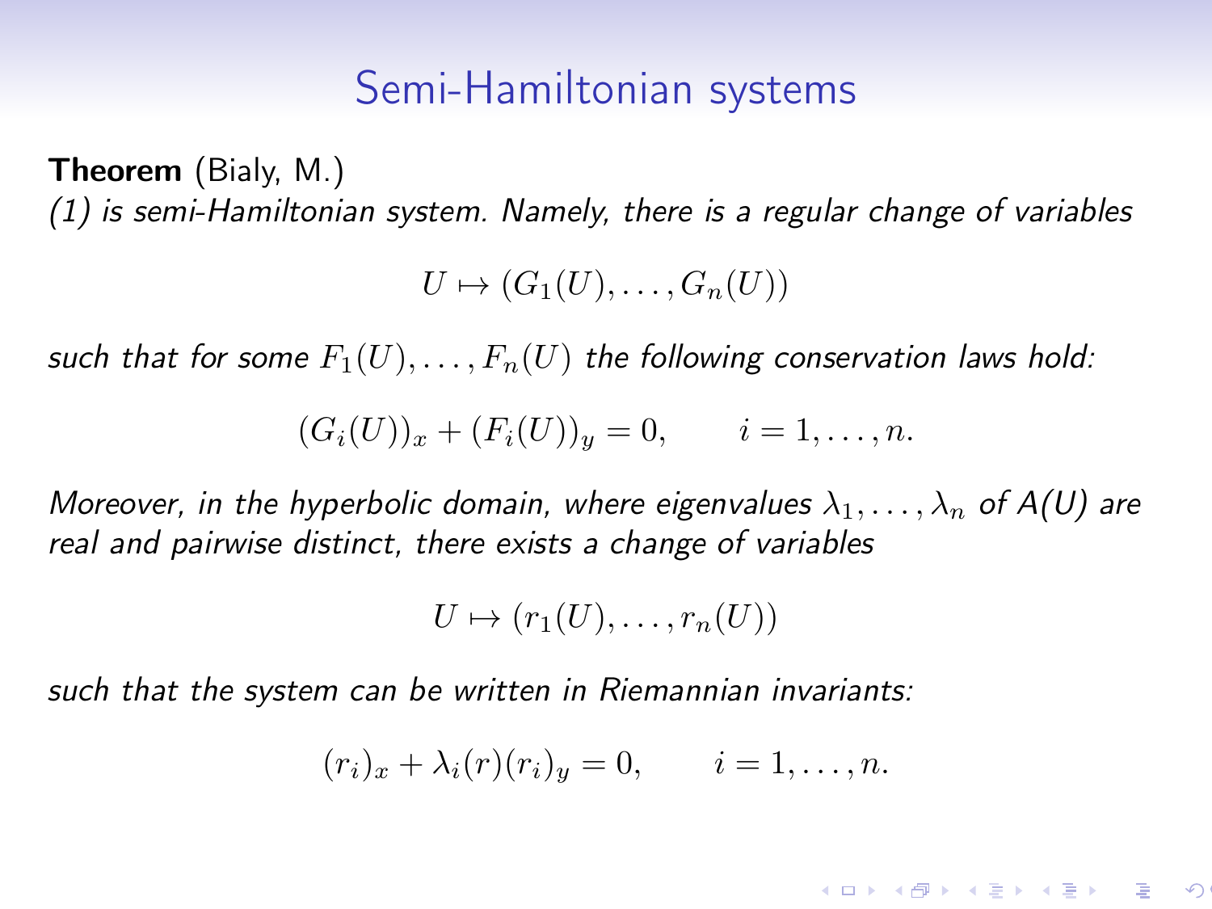# Semi-Hamiltonian systems

**Theorem** (Bialy, M.)
*(1) is semi-Hamiltonian system. Namely, there is a regular change of variables*

$$U \mapsto (G_1(U), \dots, G_n(U))$$

*such that for some $F_1(U), \dots, F_n(U)$ the following conservation laws hold:*

$$(G_i(U))_x + (F_i(U))_y = 0, \qquad i = 1, \dots, n.$$

*Moreover, in the hyperbolic domain, where eigenvalues $\lambda_1, \dots, \lambda_n$ of A(U) are real and pairwise distinct, there exists a change of variables*

$$U \mapsto (r_1(U), \dots, r_n(U))$$

*such that the system can be written in Riemannian invariants:*

$$(r_i)_x + \lambda_i(r)(r_i)_y = 0, \qquad i = 1, \dots, n.$$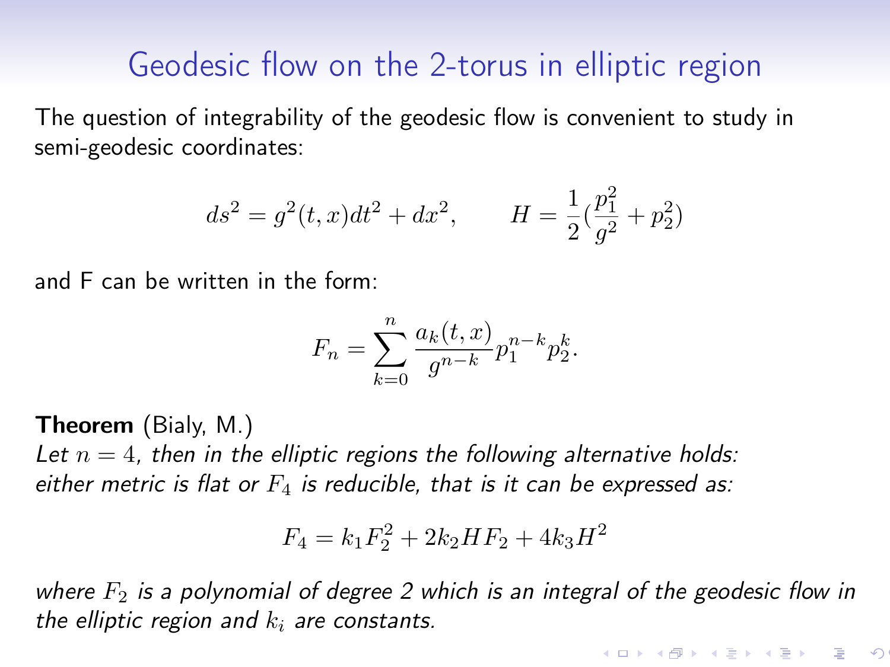# Geodesic flow on the 2-torus in elliptic region

The question of integrability of the geodesic flow is convenient to study in semi-geodesic coordinates:

$$ds^2 = g^2(t,x)dt^2 + dx^2, \qquad H = \frac{1}{2}\left(\frac{p_1^2}{g^2} + p_2^2\right)$$

and F can be written in the form:

$$F_n = \sum_{k=0}^{n} \frac{a_k(t,x)}{g^{n-k}} p_1^{n-k} p_2^k.$$

**Theorem** (Bialy, M.)
*Let $n = 4$, then in the elliptic regions the following alternative holds: either metric is flat or $F_4$ is reducible, that is it can be expressed as:*

$$F_4 = k_1 F_2^2 + 2k_2 H F_2 + 4k_3 H^2$$

*where $F_2$ is a polynomial of degree 2 which is an integral of the geodesic flow in the elliptic region and $k_i$ are constants.*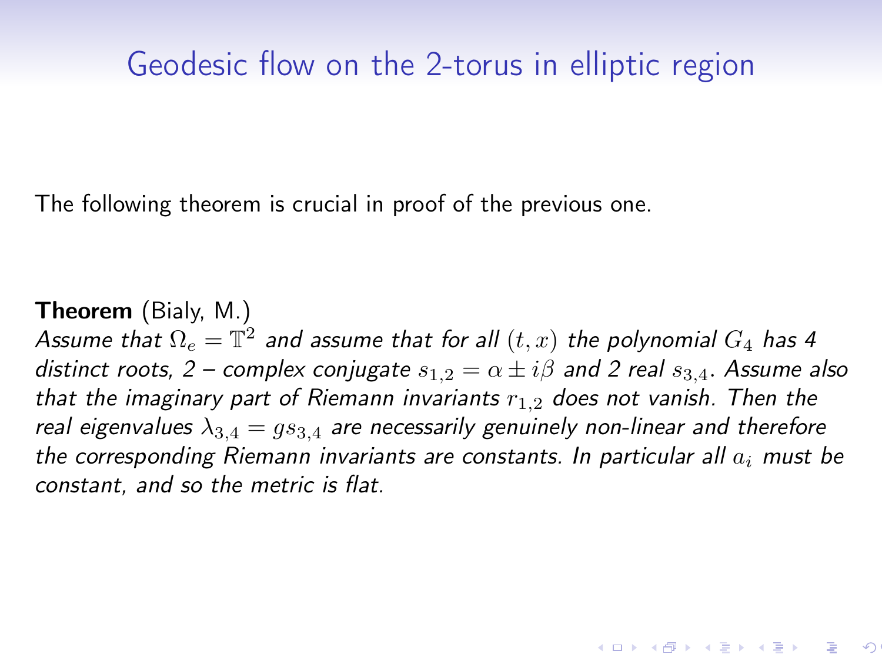# Geodesic flow on the 2-torus in elliptic region

The following theorem is crucial in proof of the previous one.

**Theorem** (Bialy, M.)
*Assume that $\Omega_e = \mathbb{T}^2$ and assume that for all $(t, x)$ the polynomial $G_4$ has 4 distinct roots, 2 – complex conjugate $s_{1,2} = \alpha \pm i\beta$ and 2 real $s_{3,4}$. Assume also that the imaginary part of Riemann invariants $r_{1,2}$ does not vanish. Then the real eigenvalues $\lambda_{3,4} = gs_{3,4}$ are necessarily genuinely non-linear and therefore the corresponding Riemann invariants are constants. In particular all $a_i$ must be constant, and so the metric is flat.*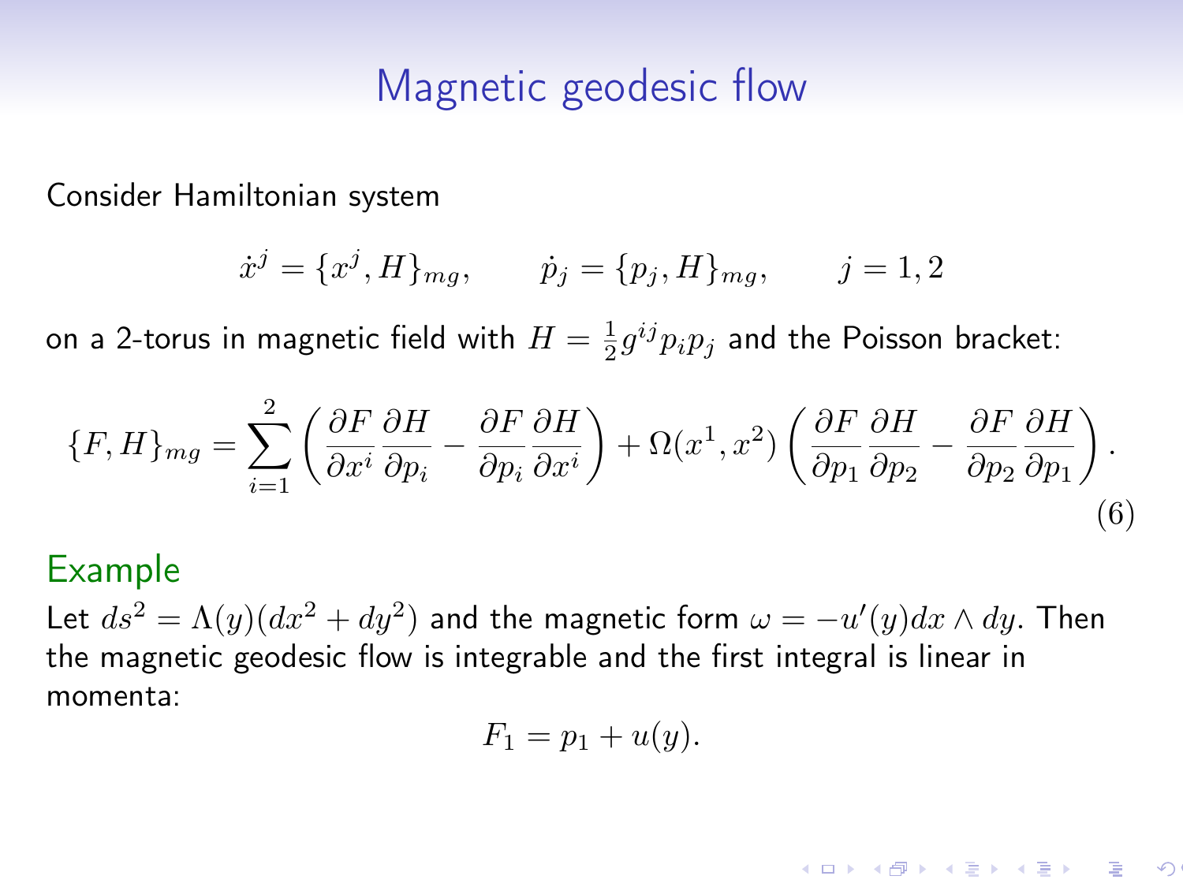# Magnetic geodesic flow

Consider Hamiltonian system

$$\dot{x}^j = \{x^j, H\}_{mg}, \qquad \dot{p}_j = \{p_j, H\}_{mg}, \qquad j = 1, 2$$

on a 2-torus in magnetic field with $H = \frac{1}{2} g^{ij} p_i p_j$ and the Poisson bracket:

$$\{F, H\}_{mg} = \sum_{i=1}^{2} \left( \frac{\partial F}{\partial x^i} \frac{\partial H}{\partial p_i} - \frac{\partial F}{\partial p_i} \frac{\partial H}{\partial x^i} \right) + \Omega(x^1, x^2) \left( \frac{\partial F}{\partial p_1} \frac{\partial H}{\partial p_2} - \frac{\partial F}{\partial p_2} \frac{\partial H}{\partial p_1} \right). \tag{6}$$

## Example

Let $ds^2 = \Lambda(y)(dx^2 + dy^2)$ and the magnetic form $\omega = -u'(y) dx \wedge dy$. Then the magnetic geodesic flow is integrable and the first integral is linear in momenta:

$$F_1 = p_1 + u(y).$$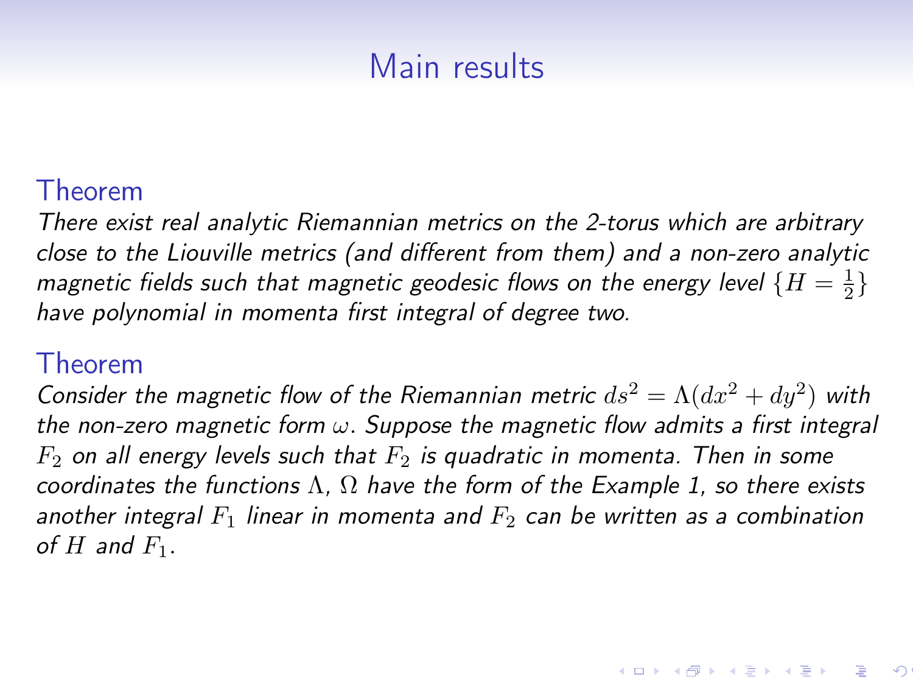# Main results

### Theorem

*There exist real analytic Riemannian metrics on the 2-torus which are arbitrary close to the Liouville metrics (and different from them) and a non-zero analytic magnetic fields such that magnetic geodesic flows on the energy level $\{H = \frac{1}{2}\}$ have polynomial in momenta first integral of degree two.*

### Theorem

*Consider the magnetic flow of the Riemannian metric $ds^2 = \Lambda(dx^2 + dy^2)$ with the non-zero magnetic form $\omega$. Suppose the magnetic flow admits a first integral $F_2$ on all energy levels such that $F_2$ is quadratic in momenta. Then in some coordinates the functions $\Lambda$, $\Omega$ have the form of the Example 1, so there exists another integral $F_1$ linear in momenta and $F_2$ can be written as a combination of $H$ and $F_1$.*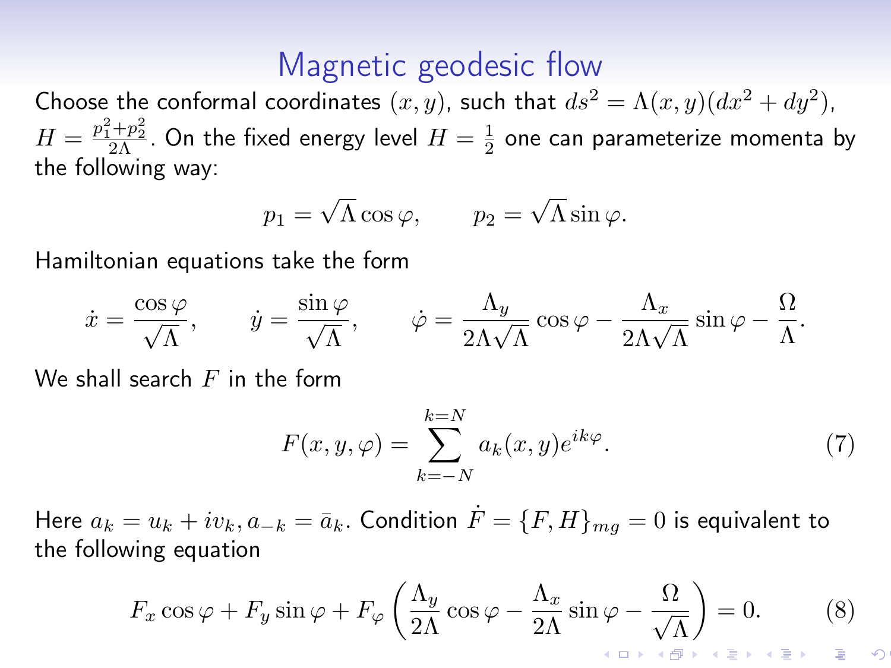# Magnetic geodesic flow

Choose the conformal coordinates $(x, y)$, such that $ds^2 = \Lambda(x,y)(dx^2 + dy^2)$, $H = \frac{p_1^2+p_2^2}{2\Lambda}$. On the fixed energy level $H = \frac{1}{2}$ one can parameterize momenta by the following way:

$$p_1 = \sqrt{\Lambda}\cos\varphi, \qquad p_2 = \sqrt{\Lambda}\sin\varphi.$$

Hamiltonian equations take the form

$$\dot{x} = \frac{\cos\varphi}{\sqrt{\Lambda}}, \qquad \dot{y} = \frac{\sin\varphi}{\sqrt{\Lambda}}, \qquad \dot{\varphi} = \frac{\Lambda_y}{2\Lambda\sqrt{\Lambda}}\cos\varphi - \frac{\Lambda_x}{2\Lambda\sqrt{\Lambda}}\sin\varphi - \frac{\Omega}{\Lambda}.$$

We shall search $F$ in the form

$$F(x,y,\varphi) = \sum_{k=-N}^{k=N} a_k(x,y)e^{ik\varphi}. \tag{7}$$

Here $a_k = u_k + iv_k, a_{-k} = \bar{a}_k$. Condition $\dot{F} = \{F, H\}_{mg} = 0$ is equivalent to the following equation

$$F_x\cos\varphi + F_y\sin\varphi + F_\varphi\left(\frac{\Lambda_y}{2\Lambda}\cos\varphi - \frac{\Lambda_x}{2\Lambda}\sin\varphi - \frac{\Omega}{\sqrt{\Lambda}}\right) = 0. \tag{8}$$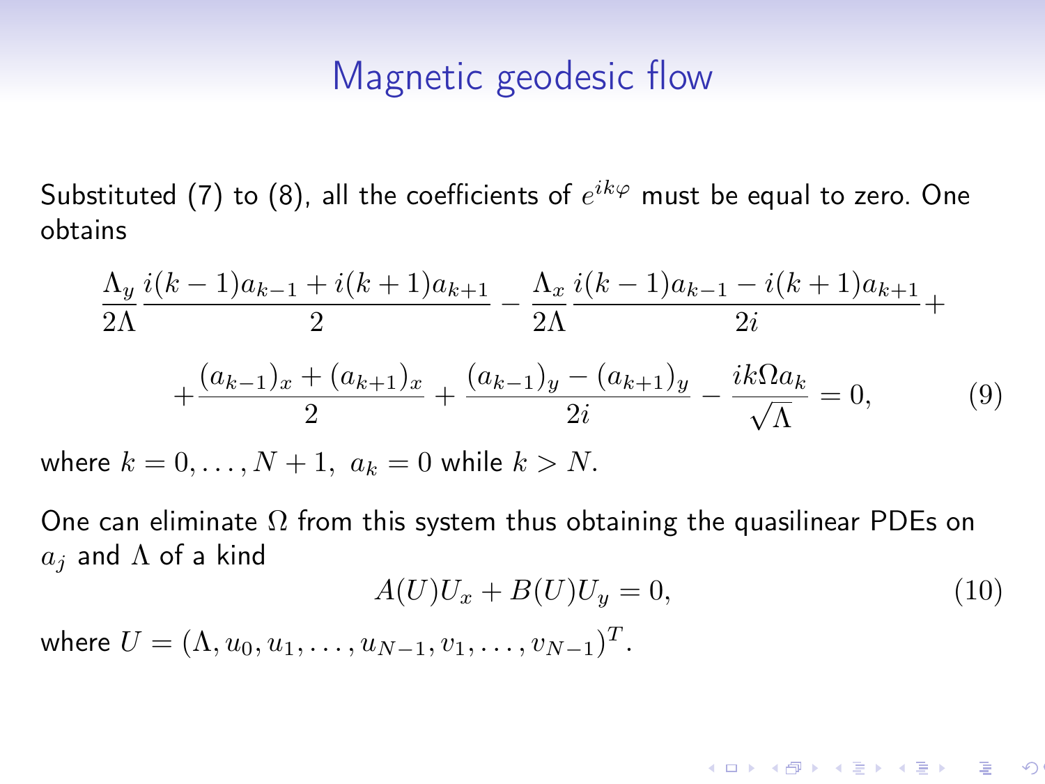# Magnetic geodesic flow

Substituted (7) to (8), all the coefficients of $e^{ik\varphi}$ must be equal to zero. One obtains

$$
\frac{\Lambda_y}{2\Lambda}\frac{i(k-1)a_{k-1}+i(k+1)a_{k+1}}{2}-\frac{\Lambda_x}{2\Lambda}\frac{i(k-1)a_{k-1}-i(k+1)a_{k+1}}{2i}+
$$

$$
+\frac{(a_{k-1})_x+(a_{k+1})_x}{2}+\frac{(a_{k-1})_y-(a_{k+1})_y}{2i}-\frac{ik\Omega a_k}{\sqrt{\Lambda}}=0, \tag{9}
$$

where $k=0,\dots,N+1,\ a_k=0$ while $k>N.$

One can eliminate $\Omega$ from this system thus obtaining the quasilinear PDEs on $a_j$ and $\Lambda$ of a kind

$$
A(U)U_x+B(U)U_y=0, \tag{10}
$$

where $U=(\Lambda,u_0,u_1,\dots,u_{N-1},v_1,\dots,v_{N-1})^T.$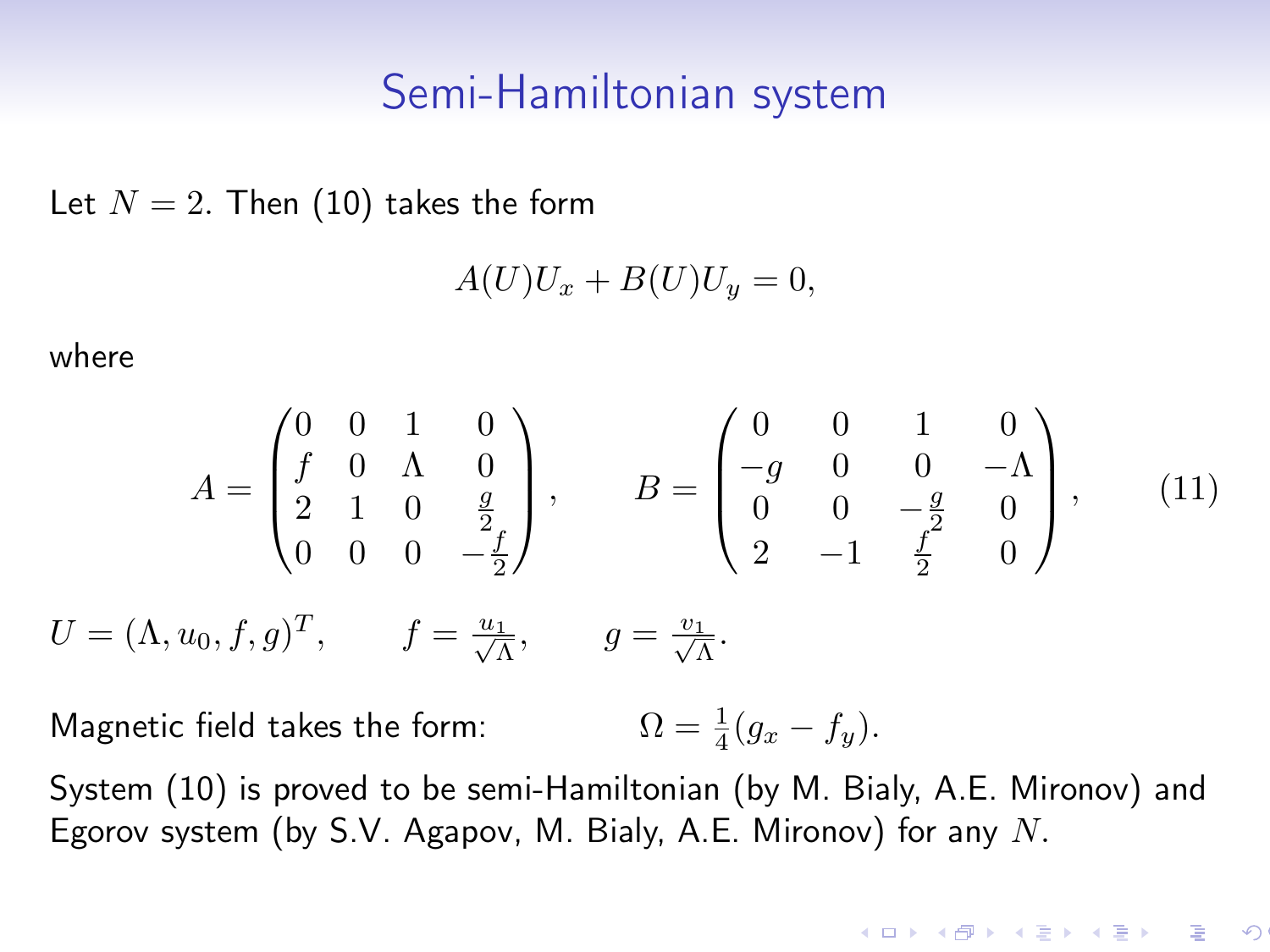# Semi-Hamiltonian system

Let $N = 2$. Then (10) takes the form

$$A(U)U_x + B(U)U_y = 0,$$

where

$$A = \begin{pmatrix} 0 & 0 & 1 & 0 \\ f & 0 & \Lambda & 0 \\ 2 & 1 & 0 & \frac{g}{2} \\ 0 & 0 & 0 & -\frac{f}{2} \end{pmatrix}, \qquad B = \begin{pmatrix} 0 & 0 & 1 & 0 \\ -g & 0 & 0 & -\Lambda \\ 0 & 0 & -\frac{g}{2} & 0 \\ 2 & -1 & \frac{f}{2} & 0 \end{pmatrix}, \qquad (11)$$

$U = (\Lambda, u_0, f, g)^T, \qquad f = \frac{u_1}{\sqrt{\Lambda}}, \qquad g = \frac{v_1}{\sqrt{\Lambda}}.$

Magnetic field takes the form: $\qquad \Omega = \frac{1}{4}(g_x - f_y).$

System (10) is proved to be semi-Hamiltonian (by M. Bialy, A.E. Mironov) and Egorov system (by S.V. Agapov, M. Bialy, A.E. Mironov) for any $N$.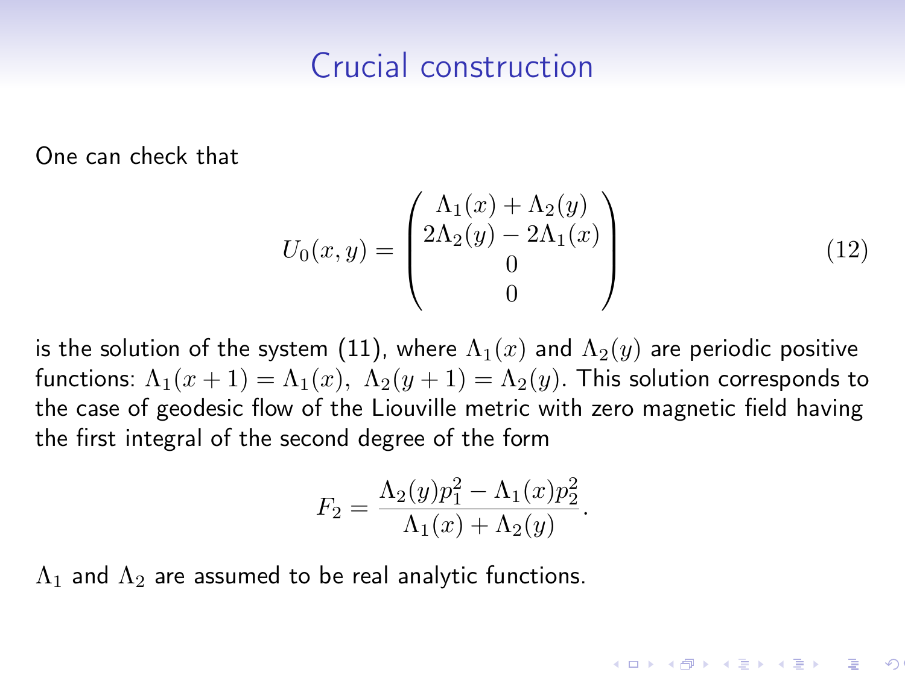# Crucial construction

One can check that

$$U_0(x,y) = \begin{pmatrix} \Lambda_1(x) + \Lambda_2(y) \\ 2\Lambda_2(y) - 2\Lambda_1(x) \\ 0 \\ 0 \end{pmatrix} \tag{12}$$

is the solution of the system (11), where $\Lambda_1(x)$ and $\Lambda_2(y)$ are periodic positive functions: $\Lambda_1(x+1) = \Lambda_1(x),\ \Lambda_2(y+1) = \Lambda_2(y)$. This solution corresponds to the case of geodesic flow of the Liouville metric with zero magnetic field having the first integral of the second degree of the form

$$F_2 = \frac{\Lambda_2(y)p_1^2 - \Lambda_1(x)p_2^2}{\Lambda_1(x) + \Lambda_2(y)}.$$

$\Lambda_1$ and $\Lambda_2$ are assumed to be real analytic functions.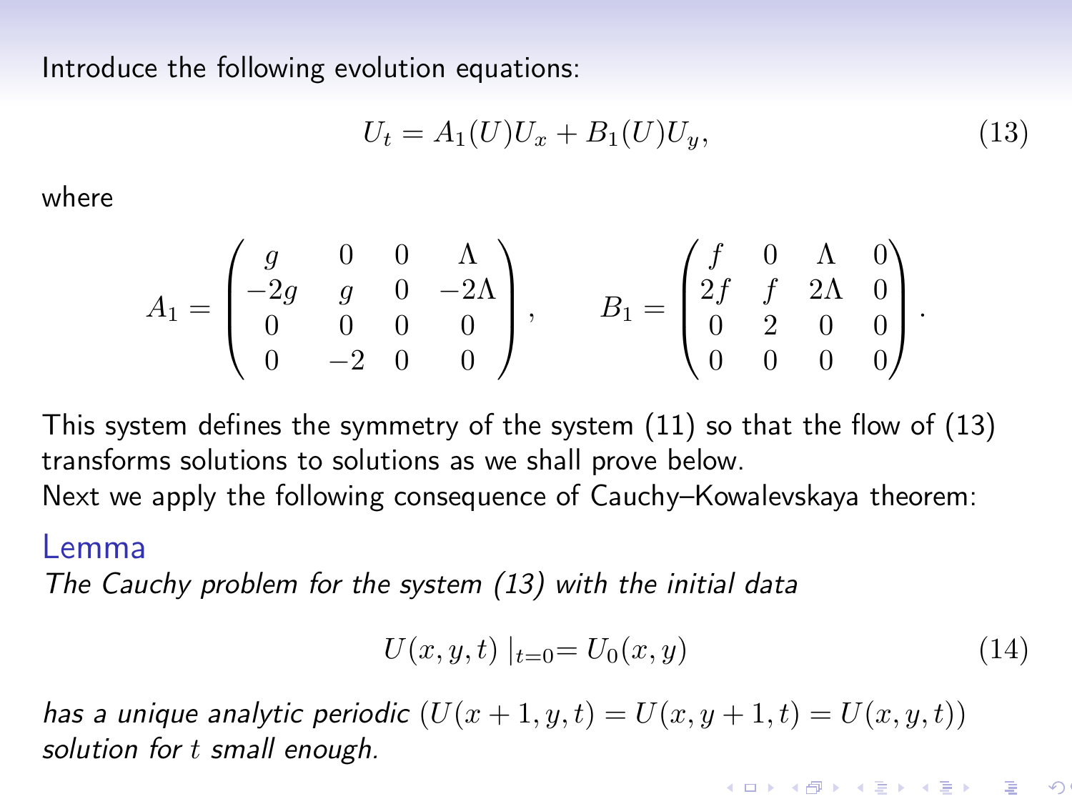Introduce the following evolution equations:

$$U_t = A_1(U)U_x + B_1(U)U_y, \tag{13}$$

where

$$A_1 = \begin{pmatrix} g & 0 & 0 & \Lambda \\ -2g & g & 0 & -2\Lambda \\ 0 & 0 & 0 & 0 \\ 0 & -2 & 0 & 0 \end{pmatrix}, \qquad B_1 = \begin{pmatrix} f & 0 & \Lambda & 0 \\ 2f & f & 2\Lambda & 0 \\ 0 & 2 & 0 & 0 \\ 0 & 0 & 0 & 0 \end{pmatrix}.$$

This system defines the symmetry of the system (11) so that the flow of (13) transforms solutions to solutions as we shall prove below.
Next we apply the following consequence of Cauchy–Kowalevskaya theorem:

**Lemma**

*The Cauchy problem for the system (13) with the initial data*

$$U(x, y, t)\mid_{t=0} = U_0(x, y) \tag{14}$$

*has a unique analytic periodic* $(U(x+1, y, t) = U(x, y+1, t) = U(x, y, t))$ *solution for* $t$ *small enough.*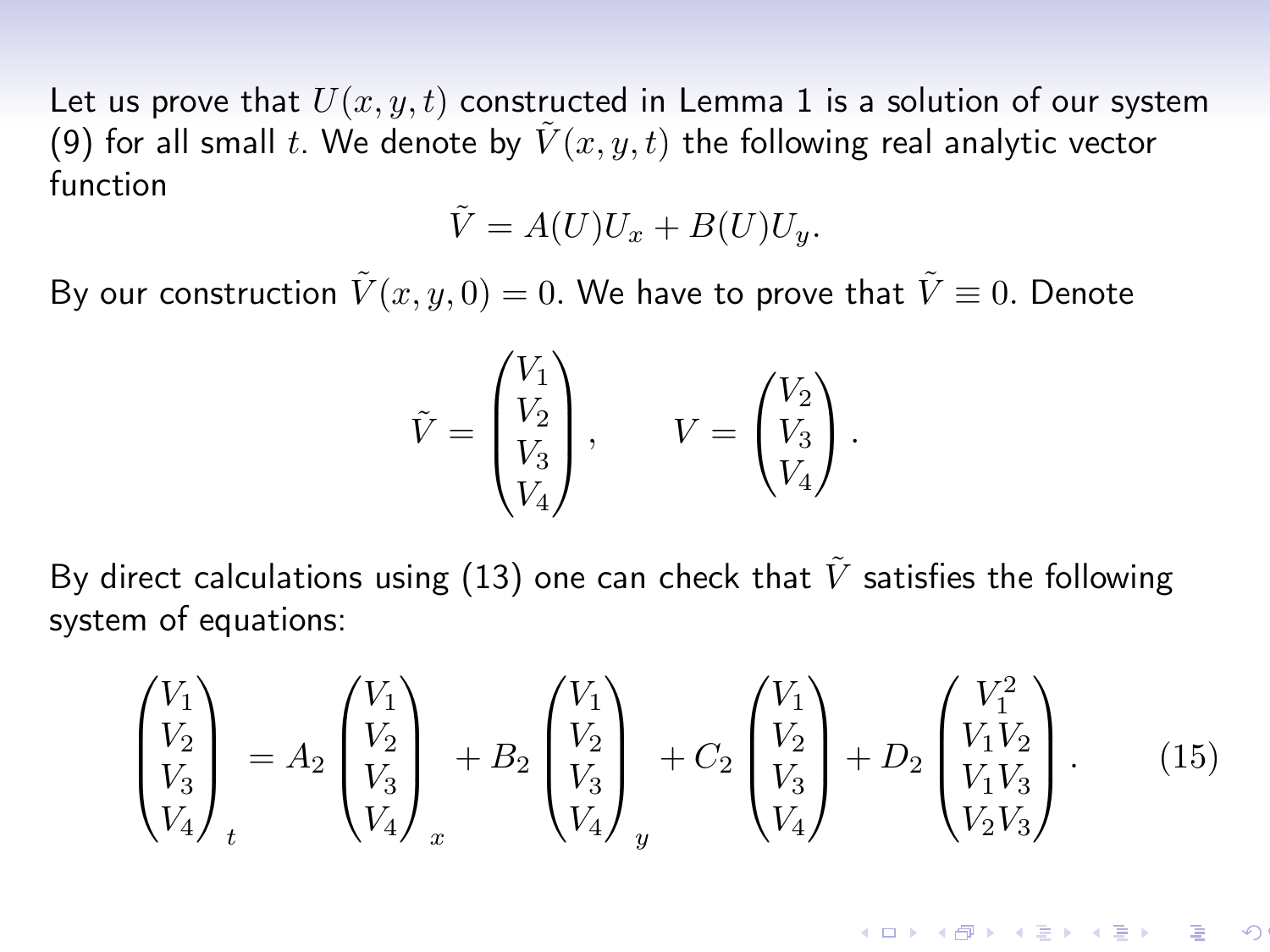Let us prove that $U(x,y,t)$ constructed in Lemma 1 is a solution of our system (9) for all small $t$. We denote by $\tilde{V}(x,y,t)$ the following real analytic vector function

$$\tilde{V} = A(U)U_x + B(U)U_y.$$

By our construction $\tilde{V}(x,y,0) = 0$. We have to prove that $\tilde{V} \equiv 0$. Denote

$$\tilde{V} = \begin{pmatrix} V_1 \\ V_2 \\ V_3 \\ V_4 \end{pmatrix}, \qquad V = \begin{pmatrix} V_2 \\ V_3 \\ V_4 \end{pmatrix}.$$

By direct calculations using (13) one can check that $\tilde{V}$ satisfies the following system of equations:

$$\begin{pmatrix} V_1 \\ V_2 \\ V_3 \\ V_4 \end{pmatrix}_t = A_2 \begin{pmatrix} V_1 \\ V_2 \\ V_3 \\ V_4 \end{pmatrix}_x + B_2 \begin{pmatrix} V_1 \\ V_2 \\ V_3 \\ V_4 \end{pmatrix}_y + C_2 \begin{pmatrix} V_1 \\ V_2 \\ V_3 \\ V_4 \end{pmatrix} + D_2 \begin{pmatrix} V_1^2 \\ V_1 V_2 \\ V_1 V_3 \\ V_2 V_3 \end{pmatrix}. \qquad (15)$$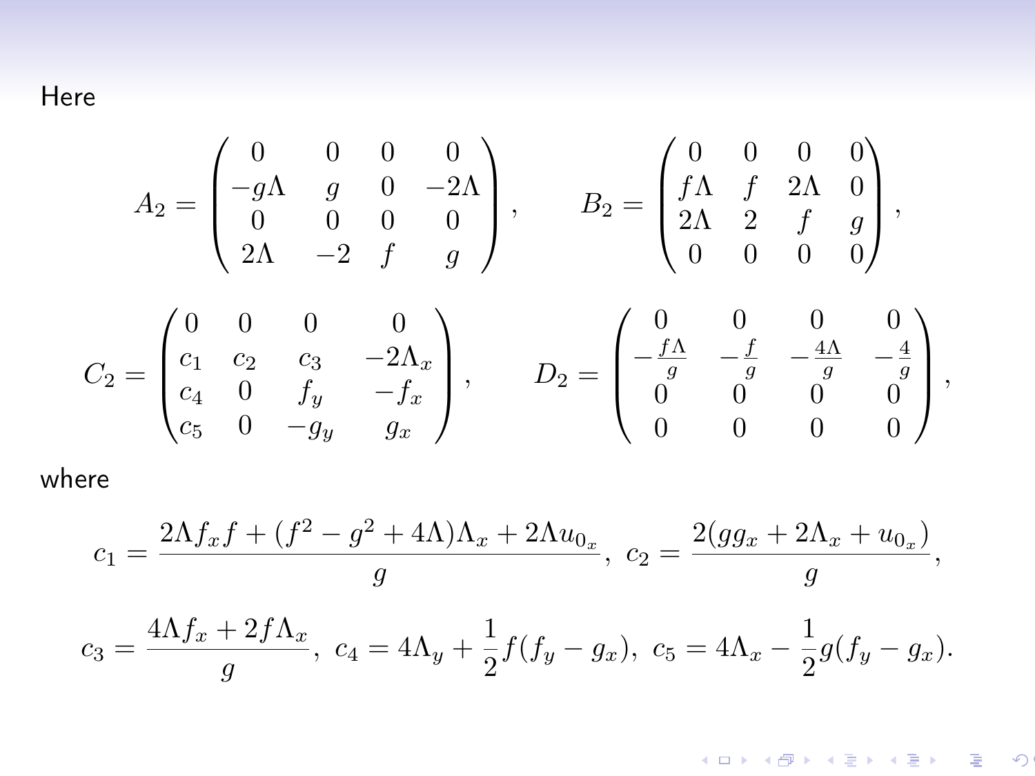Here

$$
A_2 = \begin{pmatrix} 0 & 0 & 0 & 0 \\ -g\Lambda & g & 0 & -2\Lambda \\ 0 & 0 & 0 & 0 \\ 2\Lambda & -2 & f & g \end{pmatrix}, \qquad B_2 = \begin{pmatrix} 0 & 0 & 0 & 0 \\ f\Lambda & f & 2\Lambda & 0 \\ 2\Lambda & 2 & f & g \\ 0 & 0 & 0 & 0 \end{pmatrix},
$$

$$
C_2 = \begin{pmatrix} 0 & 0 & 0 & 0 \\ c_1 & c_2 & c_3 & -2\Lambda_x \\ c_4 & 0 & f_y & -f_x \\ c_5 & 0 & -g_y & g_x \end{pmatrix}, \qquad D_2 = \begin{pmatrix} 0 & 0 & 0 & 0 \\ -\frac{f\Lambda}{g} & -\frac{f}{g} & -\frac{4\Lambda}{g} & -\frac{4}{g} \\ 0 & 0 & 0 & 0 \\ 0 & 0 & 0 & 0 \end{pmatrix},
$$

where

$$
c_1 = \frac{2\Lambda f_x f + (f^2 - g^2 + 4\Lambda)\Lambda_x + 2\Lambda u_{0_x}}{g},\ c_2 = \frac{2(g g_x + 2\Lambda_x + u_{0_x})}{g},
$$

$$
c_3 = \frac{4\Lambda f_x + 2f\Lambda_x}{g},\ c_4 = 4\Lambda_y + \frac{1}{2} f(f_y - g_x),\ c_5 = 4\Lambda_x - \frac{1}{2} g(f_y - g_x).
$$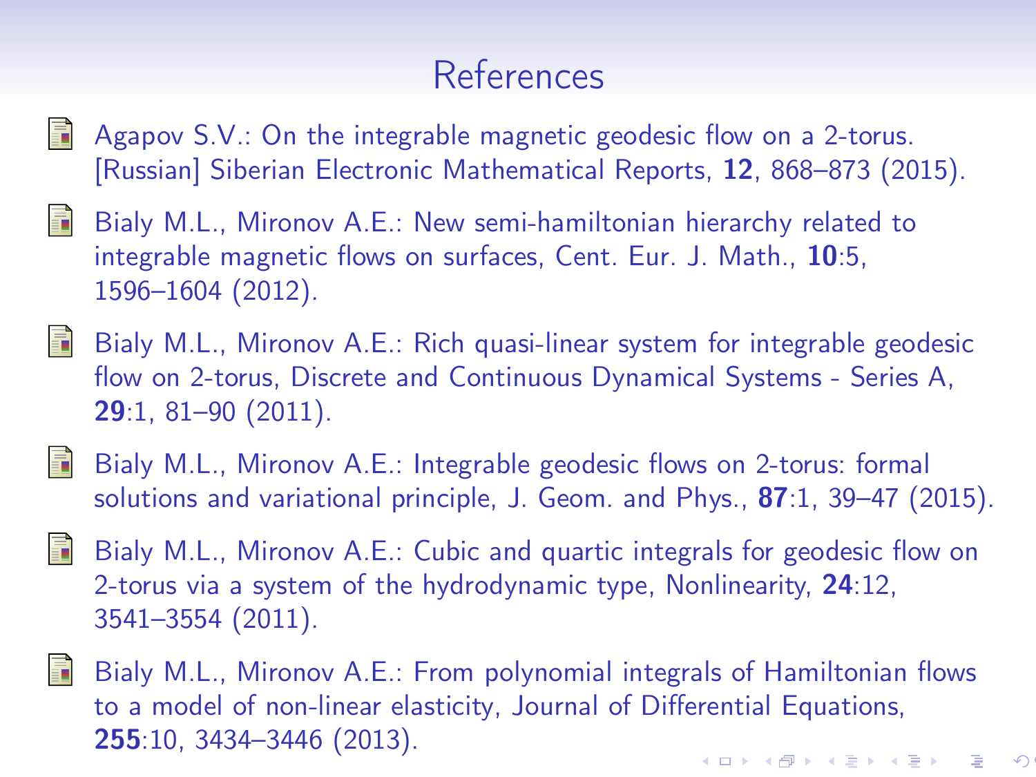# References

- Agapov S.V.: On the integrable magnetic geodesic flow on a 2-torus. [Russian] Siberian Electronic Mathematical Reports, **12**, 868–873 (2015).

- Bialy M.L., Mironov A.E.: New semi-hamiltonian hierarchy related to integrable magnetic flows on surfaces, Cent. Eur. J. Math., **10**:5, 1596–1604 (2012).

- Bialy M.L., Mironov A.E.: Rich quasi-linear system for integrable geodesic flow on 2-torus, Discrete and Continuous Dynamical Systems - Series A, **29**:1, 81–90 (2011).

- Bialy M.L., Mironov A.E.: Integrable geodesic flows on 2-torus: formal solutions and variational principle, J. Geom. and Phys., **87**:1, 39–47 (2015).

- Bialy M.L., Mironov A.E.: Cubic and quartic integrals for geodesic flow on 2-torus via a system of the hydrodynamic type, Nonlinearity, **24**:12, 3541–3554 (2011).

- Bialy M.L., Mironov A.E.: From polynomial integrals of Hamiltonian flows to a model of non-linear elasticity, Journal of Differential Equations, **255**:10, 3434–3446 (2013).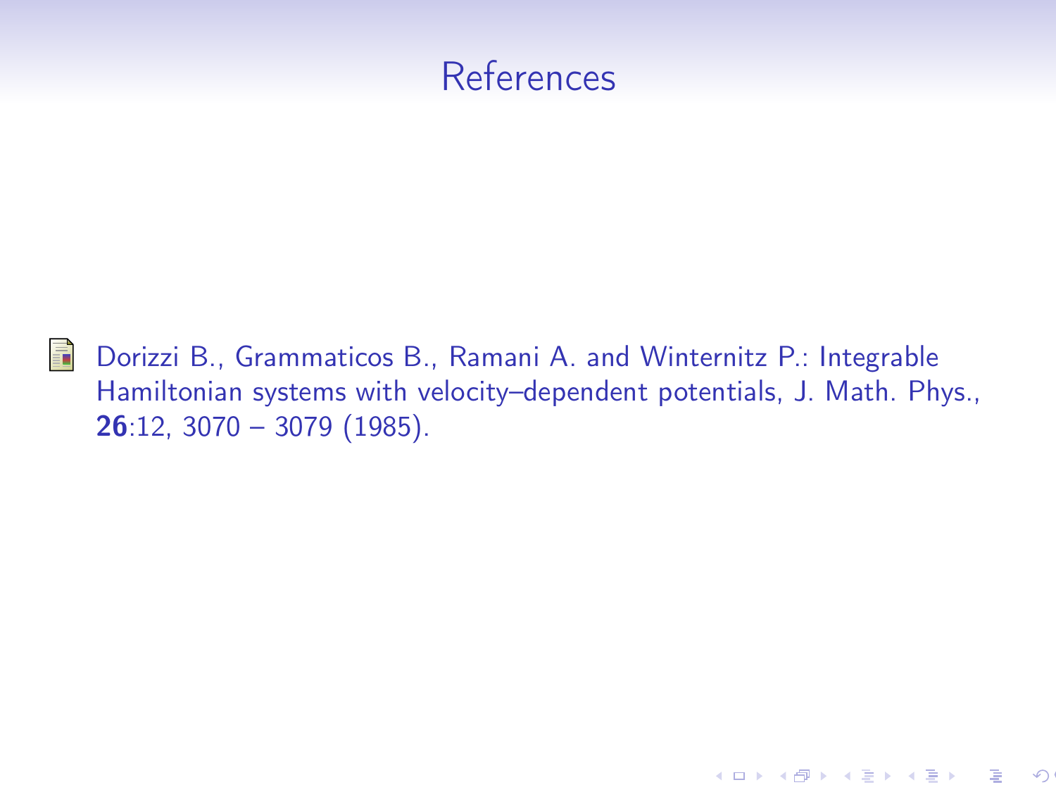# References

- Dorizzi B., Grammaticos B., Ramani A. and Winternitz P.: Integrable Hamiltonian systems with velocity–dependent potentials, J. Math. Phys., **26**:12, 3070 – 3079 (1985).